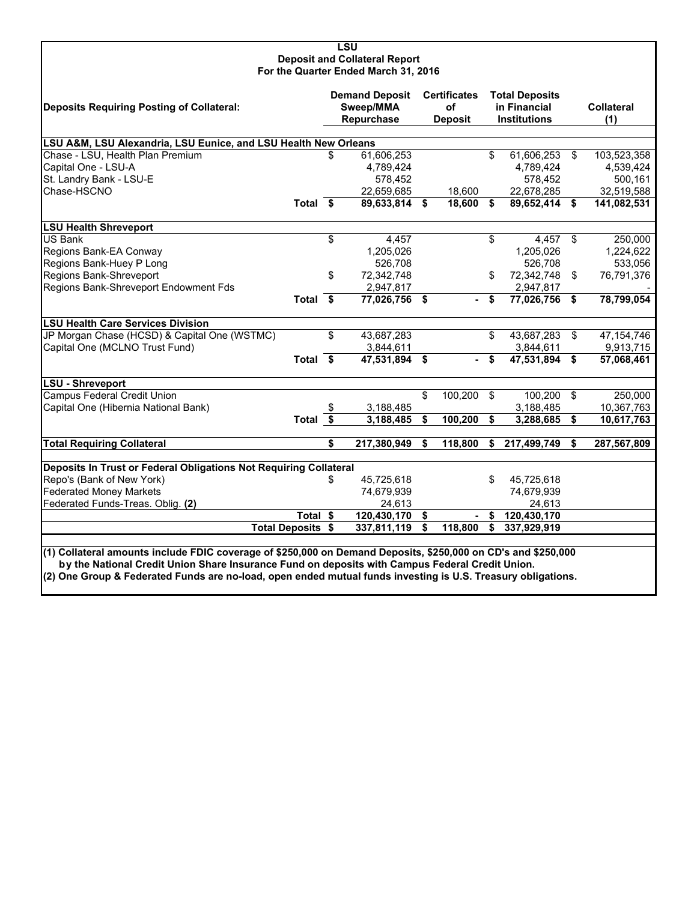# LSU
## Deposit and Collateral Report
### For the Quarter Ended March 31, 2016

| Deposits Requiring Posting of Collateral: | Demand Deposit Sweep/MMA Repurchase | Certificates of Deposit | Total Deposits in Financial Institutions | Collateral (1) |
|---|---|---|---|---|
| **LSU A&M, LSU Alexandria, LSU Eunice, and LSU Health New Orleans** | | | | |
| Chase - LSU, Health Plan Premium | $ 61,606,253 | | $ 61,606,253 | $ 103,523,358 |
| Capital One - LSU-A | 4,789,424 | | 4,789,424 | 4,539,424 |
| St. Landry Bank - LSU-E | 578,452 | | 578,452 | 500,161 |
| Chase-HSCNO | 22,659,685 | 18,600 | 22,678,285 | 32,519,588 |
| **Total** | **$ 89,633,814** | **$ 18,600** | **$ 89,652,414** | **$ 141,082,531** |
| **LSU Health Shreveport** | | | | |
| US Bank | $ 4,457 | | $ 4,457 | $ 250,000 |
| Regions Bank-EA Conway | 1,205,026 | | 1,205,026 | 1,224,622 |
| Regions Bank-Huey P Long | 526,708 | | 526,708 | 533,056 |
| Regions Bank-Shreveport | $ 72,342,748 | | $ 72,342,748 | $ 76,791,376 |
| Regions Bank-Shreveport Endowment Fds | 2,947,817 | | 2,947,817 | - |
| **Total** | **$ 77,026,756** | **$ -** | **$ 77,026,756** | **$ 78,799,054** |
| **LSU Health Care Services Division** | | | | |
| JP Morgan Chase (HCSD) & Capital One (WSTMC) | $ 43,687,283 | | $ 43,687,283 | $ 47,154,746 |
| Capital One (MCLNO Trust Fund) | 3,844,611 | | 3,844,611 | 9,913,715 |
| **Total** | **$ 47,531,894** | **$ -** | **$ 47,531,894** | **$ 57,068,461** |
| **LSU - Shreveport** | | | | |
| Campus Federal Credit Union | | $ 100,200 | $ 100,200 | $ 250,000 |
| Capital One (Hibernia National Bank) | $ 3,188,485 | | 3,188,485 | 10,367,763 |
| **Total** | **$ 3,188,485** | **$ 100,200** | **$ 3,288,685** | **$ 10,617,763** |
| **Total Requiring Collateral** | **$ 217,380,949** | **$ 118,800** | **$ 217,499,749** | **$ 287,567,809** |
| **Deposits In Trust or Federal Obligations Not Requiring Collateral** | | | | |
| Repo's (Bank of New York) | $ 45,725,618 | | $ 45,725,618 | |
| Federated Money Markets | 74,679,939 | | 74,679,939 | |
| Federated Funds-Treas. Oblig. **(2)** | 24,613 | | 24,613 | |
| **Total** | **$ 120,430,170** | **$ -** | **$ 120,430,170** | |
| **Total Deposits** | **$ 337,811,119** | **$ 118,800** | **$ 337,929,919** | |

**(1) Collateral amounts include FDIC coverage of $250,000 on Demand Deposits, $250,000 on CD's and $250,000 by the National Credit Union Share Insurance Fund on deposits with Campus Federal Credit Union.**

**(2) One Group & Federated Funds are no-load, open ended mutual funds investing is U.S. Treasury obligations.**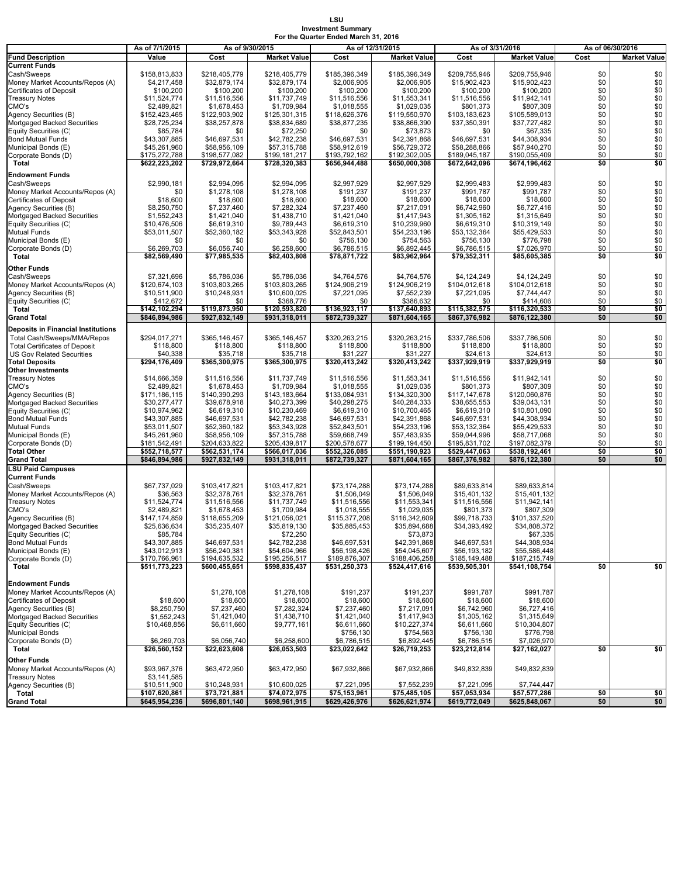**LSU**
**Investment Summary**
**For the Quarter Ended March 31, 2016**

| Fund Description | As of 7/1/2015 Value | As of 9/30/2015 Cost | As of 9/30/2015 Market Value | As of 12/31/2015 Cost | As of 12/31/2015 Market Value | As of 3/31/2016 Cost | As of 3/31/2016 Market Value | As of 06/30/2016 Cost | As of 06/30/2016 Market Value |
|---|---|---|---|---|---|---|---|---|---|
| **Current Funds** | | | | | | | | | |
| Cash/Sweeps | $158,813,833 | $218,405,779 | $218,405,779 | $185,396,349 | $185,396,349 | $209,755,946 | $209,755,946 | $0 | $0 |
| Money Market Accounts/Repos (A) | $4,217,458 | $32,879,174 | $32,879,174 | $2,006,905 | $2,006,905 | $15,902,423 | $15,902,423 | $0 | $0 |
| Certificates of Deposit | $100,200 | $100,200 | $100,200 | $100,200 | $100,200 | $100,200 | $100,200 | $0 | $0 |
| Treasury Notes | $11,524,774 | $11,516,556 | $11,737,749 | $11,516,556 | $11,553,341 | $11,516,556 | $11,942,141 | $0 | $0 |
| CMO's | $2,489,821 | $1,678,453 | $1,709,984 | $1,018,555 | $1,029,035 | $801,373 | $807,309 | $0 | $0 |
| Agency Securities (B) | $152,423,465 | $122,903,902 | $125,301,315 | $118,626,376 | $119,550,970 | $103,183,623 | $105,589,013 | $0 | $0 |
| Mortgaged Backed Securities | $28,725,234 | $38,257,878 | $38,834,689 | $38,877,235 | $38,866,390 | $37,350,391 | $37,727,482 | $0 | $0 |
| Equity Securities (C) | $85,784 | $0 | $72,250 | $0 | $73,873 | $0 | $67,335 | $0 | $0 |
| Bond Mutual Funds | $43,307,885 | $46,697,531 | $42,782,238 | $46,697,531 | $42,391,868 | $46,697,531 | $44,308,934 | $0 | $0 |
| Municipal Bonds (E) | $45,261,960 | $58,956,109 | $57,315,788 | $58,912,619 | $56,729,372 | $58,288,866 | $57,940,270 | $0 | $0 |
| Corporate Bonds (D) | $175,272,788 | $198,577,082 | $199,181,217 | $193,792,162 | $192,302,005 | $189,045,187 | $190,055,409 | $0 | $0 |
| **Total** | **$622,223,202** | **$729,972,664** | **$728,320,383** | **$656,944,488** | **$650,000,308** | **$672,642,096** | **$674,196,462** | **$0** | **$0** |
| **Endowment Funds** | | | | | | | | | |
| Cash/Sweeps | $2,990,181 | $2,994,095 | $2,994,095 | $2,997,929 | $2,997,929 | $2,999,483 | $2,999,483 | $0 | $0 |
| Money Market Accounts/Repos (A) | $0 | $1,278,108 | $1,278,108 | $191,237 | $191,237 | $991,787 | $991,787 | $0 | $0 |
| Certificates of Deposit | $18,600 | $18,600 | $18,600 | $18,600 | $18,600 | $18,600 | $18,600 | $0 | $0 |
| Agency Securities (B) | $8,250,750 | $7,237,460 | $7,282,324 | $7,237,460 | $7,217,091 | $6,742,960 | $6,727,416 | $0 | $0 |
| Mortgaged Backed Securities | $1,552,243 | $1,421,040 | $1,438,710 | $1,421,040 | $1,417,943 | $1,305,162 | $1,315,649 | $0 | $0 |
| Equity Securities (C) | $10,476,506 | $6,619,310 | $9,789,443 | $6,619,310 | $10,239,960 | $6,619,310 | $10,319,149 | $0 | $0 |
| Mutual Funds | $53,011,507 | $52,360,182 | $53,343,928 | $52,843,501 | $54,233,196 | $53,132,364 | $55,429,533 | $0 | $0 |
| Municipal Bonds (E) | $0 | $0 | $0 | $756,130 | $754,563 | $756,130 | $776,798 | $0 | $0 |
| Corporate Bonds (D) | $6,269,703 | $6,056,740 | $6,258,600 | $6,786,515 | $6,892,445 | $6,786,515 | $7,026,970 | $0 | $0 |
| **Total** | **$82,569,490** | **$77,985,535** | **$82,403,808** | **$78,871,722** | **$83,962,964** | **$79,352,311** | **$85,605,385** | **$0** | **$0** |
| **Other Funds** | | | | | | | | | |
| Cash/Sweeps | $7,321,696 | $5,786,036 | $5,786,036 | $4,764,576 | $4,764,576 | $4,124,249 | $4,124,249 | $0 | $0 |
| Money Market Accounts/Repos (A) | $120,674,103 | $103,803,265 | $103,803,265 | $124,906,219 | $124,906,219 | $104,012,618 | $104,012,618 | $0 | $0 |
| Agency Securities (B) | $10,511,900 | $10,248,931 | $10,600,025 | $7,221,095 | $7,552,239 | $7,221,095 | $7,744,447 | $0 | $0 |
| Equity Securities (C) | $412,672 | $0 | $368,776 | $0 | $386,632 | $0 | $414,606 | $0 | $0 |
| **Total** | **$142,102,294** | **$119,873,950** | **$120,593,820** | **$136,923,117** | **$137,640,893** | **$115,382,575** | **$116,320,533** | **$0** | **$0** |
| **Grand Total** | **$846,894,986** | **$927,832,149** | **$931,318,011** | **$872,739,327** | **$871,604,165** | **$867,376,982** | **$876,122,380** | **$0** | **$0** |
| **Deposits in Financial Institutions** | | | | | | | | | |
| Total Cash/Sweeps/MMA/Repos | $294,017,271 | $365,146,457 | $365,146,457 | $320,263,215 | $320,263,215 | $337,786,506 | $337,786,506 | $0 | $0 |
| Total Certificates of Deposit | $118,800 | $118,800 | $118,800 | $118,800 | $118,800 | $118,800 | $118,800 | $0 | $0 |
| US Gov Related Securities | $40,338 | $35,718 | $35,718 | $31,227 | $31,227 | $24,613 | $24,613 | $0 | $0 |
| **Total Deposits** | **$294,176,409** | **$365,300,975** | **$365,300,975** | **$320,413,242** | **$320,413,242** | **$337,929,919** | **$337,929,919** | **$0** | **$0** |
| **Other Investments** | | | | | | | | | |
| Treasury Notes | $14,666,359 | $11,516,556 | $11,737,749 | $11,516,556 | $11,553,341 | $11,516,556 | $11,942,141 | $0 | $0 |
| CMO's | $2,489,821 | $1,678,453 | $1,709,984 | $1,018,555 | $1,029,035 | $801,373 | $807,309 | $0 | $0 |
| Agency Securities (B) | $171,186,115 | $140,390,293 | $143,183,664 | $133,084,931 | $134,320,300 | $117,147,678 | $120,060,876 | $0 | $0 |
| Mortgaged Backed Securities | $30,277,477 | $39,678,918 | $40,273,399 | $40,298,275 | $40,284,333 | $38,655,553 | $39,043,131 | $0 | $0 |
| Equity Securities (C) | $10,974,962 | $6,619,310 | $10,230,469 | $6,619,310 | $10,700,465 | $6,619,310 | $10,801,090 | $0 | $0 |
| Bond Mutual Funds | $43,307,885 | $46,697,531 | $42,782,238 | $46,697,531 | $42,391,868 | $46,697,531 | $44,308,934 | $0 | $0 |
| Mutual Funds | $53,011,507 | $52,360,182 | $53,343,928 | $52,843,501 | $54,233,196 | $53,132,364 | $55,429,533 | $0 | $0 |
| Municipal Bonds (E) | $45,261,960 | $58,956,109 | $57,315,788 | $59,668,749 | $57,483,935 | $59,044,996 | $58,717,068 | $0 | $0 |
| Corporate Bonds (D) | $181,542,491 | $204,633,822 | $205,439,817 | $200,578,677 | $199,194,450 | $195,831,702 | $197,082,379 | $0 | $0 |
| **Total Other** | **$552,718,577** | **$562,531,174** | **$566,017,036** | **$552,326,085** | **$551,190,923** | **$529,447,063** | **$538,192,461** | **$0** | **$0** |
| **Grand Total** | **$846,894,986** | **$927,832,149** | **$931,318,011** | **$872,739,327** | **$871,604,165** | **$867,376,982** | **$876,122,380** | **$0** | **$0** |
| **LSU Paid Campuses** | | | | | | | | | |
| **Current Funds** | | | | | | | | | |
| Cash/Sweeps | $67,737,029 | $103,417,821 | $103,417,821 | $73,174,288 | $73,174,288 | $89,633,814 | $89,633,814 | | |
| Money Market Accounts/Repos (A) | $36,563 | $32,378,761 | $32,378,761 | $1,506,049 | $1,506,049 | $15,401,132 | $15,401,132 | | |
| Treasury Notes | $11,524,774 | $11,516,556 | $11,737,749 | $11,516,556 | $11,553,341 | $11,516,556 | $11,942,141 | | |
| CMO's | $2,489,821 | $1,678,453 | $1,709,984 | $1,018,555 | $1,029,035 | $801,373 | $807,309 | | |
| Agency Securities (B) | $147,174,859 | $118,655,209 | $121,056,021 | $115,377,208 | $116,342,609 | $99,718,733 | $101,337,520 | | |
| Mortgaged Backed Securities | $25,636,634 | $35,235,407 | $35,819,130 | $35,885,453 | $35,894,688 | $34,393,492 | $34,808,372 | | |
| Equity Securities (C) | $85,784 | | $72,250 | | $73,873 | | $67,335 | | |
| Bond Mutual Funds | $43,307,885 | $46,697,531 | $42,782,238 | $46,697,531 | $42,391,868 | $46,697,531 | $44,308,934 | | |
| Municipal Bonds (E) | $43,012,913 | $56,240,381 | $54,604,966 | $56,198,426 | $54,045,607 | $56,193,182 | $55,586,448 | | |
| Corporate Bonds (D) | $170,766,961 | $194,635,532 | $195,256,517 | $189,876,307 | $188,406,258 | $185,149,488 | $187,215,749 | | |
| **Total** | **$511,773,223** | **$600,455,651** | **$598,835,437** | **$531,250,373** | **$524,417,616** | **$539,505,301** | **$541,108,754** | **$0** | **$0** |
| **Endowment Funds** | | | | | | | | | |
| Money Market Accounts/Repos (A) | | $1,278,108 | $1,278,108 | $191,237 | $191,237 | $991,787 | $991,787 | | |
| Certificates of Deposit | $18,600 | $18,600 | $18,600 | $18,600 | $18,600 | $18,600 | $18,600 | | |
| Agency Securities (B) | $8,250,750 | $7,237,460 | $7,282,324 | $7,237,460 | $7,217,091 | $6,742,960 | $6,727,416 | | |
| Mortgaged Backed Securities | $1,552,243 | $1,421,040 | $1,438,710 | $1,421,040 | $1,417,943 | $1,305,162 | $1,315,649 | | |
| Equity Securities (C) | $10,468,856 | $6,611,660 | $9,777,161 | $6,611,660 | $10,227,374 | $6,611,660 | $10,304,807 | | |
| Municipal Bonds | | | | $756,130 | $754,563 | $756,130 | $776,798 | | |
| Corporate Bonds (D) | $6,269,703 | $6,056,740 | $6,258,600 | $6,786,515 | $6,892,445 | $6,786,515 | $7,026,970 | | |
| **Total** | **$26,560,152** | **$22,623,608** | **$26,053,503** | **$23,022,642** | **$26,719,253** | **$23,212,814** | **$27,162,027** | **$0** | **$0** |
| **Other Funds** | | | | | | | | | |
| Money Market Accounts/Repos (A) | $93,967,376 | $63,472,950 | $63,472,950 | $67,932,866 | $67,932,866 | $49,832,839 | $49,832,839 | | |
| Treasury Notes | $3,141,585 | | | | | | | | |
| Agency Securities (B) | $10,511,900 | $10,248,931 | $10,600,025 | $7,221,095 | $7,552,239 | $7,221,095 | $7,744,447 | | |
| **Total** | **$107,620,861** | **$73,721,881** | **$74,072,975** | **$75,153,961** | **$75,485,105** | **$57,053,934** | **$57,577,286** | **$0** | **$0** |
| **Grand Total** | **$645,954,236** | **$696,801,140** | **$698,961,915** | **$629,426,976** | **$626,621,974** | **$619,772,049** | **$625,848,067** | **$0** | **$0** |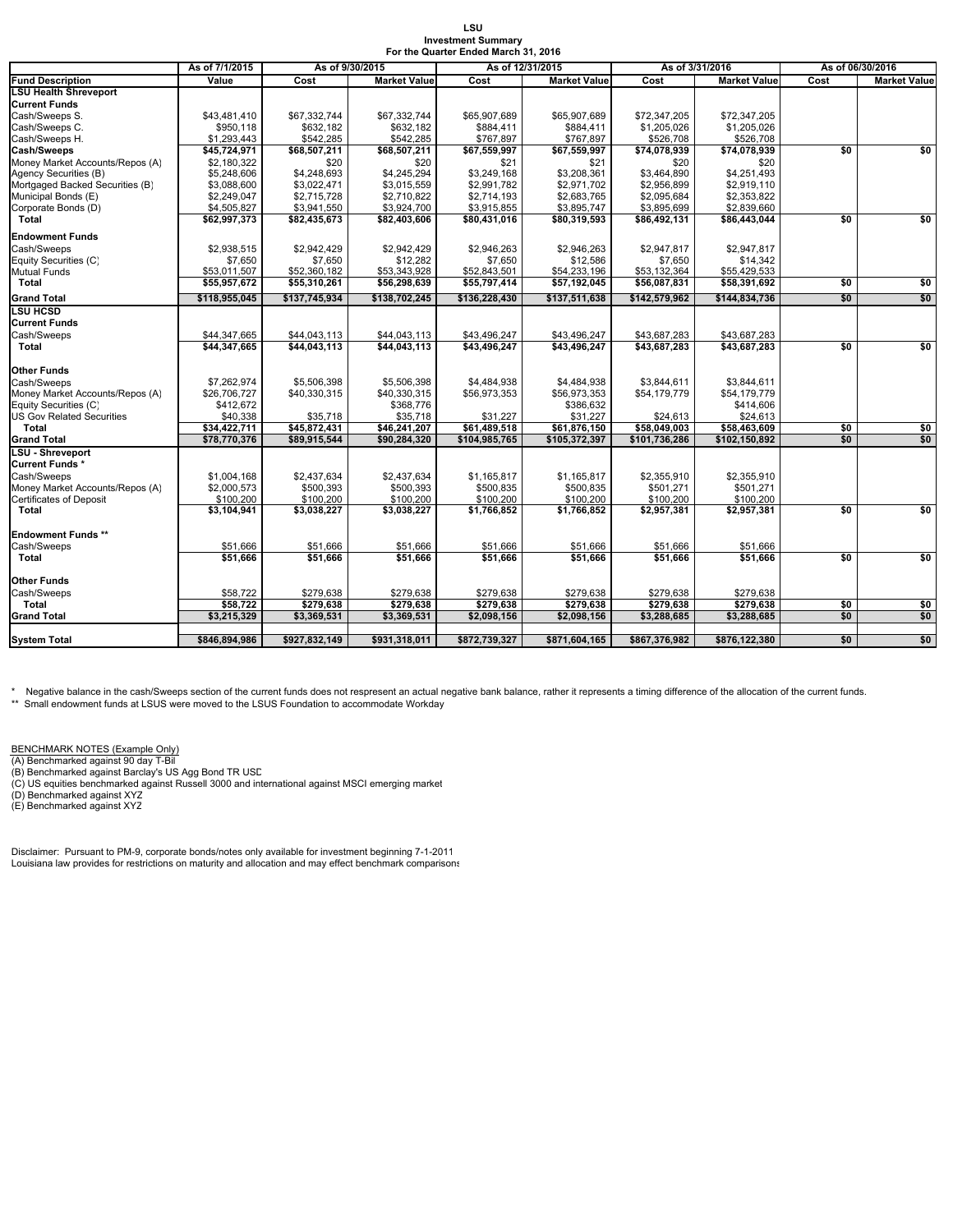**LSU**
**Investment Summary**
**For the Quarter Ended March 31, 2016**

| | As of 7/1/2015 | As of 9/30/2015 | | As of 12/31/2015 | | As of 3/31/2016 | | As of 06/30/2016 | |
|---|---|---|---|---|---|---|---|---|---|
| **Fund Description** | **Value** | **Cost** | **Market Value** | **Cost** | **Market Value** | **Cost** | **Market Value** | **Cost** | **Market Value** |
| **LSU Health Shreveport** | | | | | | | | | |
| **Current Funds** | | | | | | | | | |
| Cash/Sweeps S. | $43,481,410 | $67,332,744 | $67,332,744 | $65,907,689 | $65,907,689 | $72,347,205 | $72,347,205 | | |
| Cash/Sweeps C. | $950,118 | $632,182 | $632,182 | $884,411 | $884,411 | $1,205,026 | $1,205,026 | | |
| Cash/Sweeps H. | $1,293,443 | $542,285 | $542,285 | $767,897 | $767,897 | $526,708 | $526,708 | | |
| **Cash/Sweeps** | **$45,724,971** | **$68,507,211** | **$68,507,211** | **$67,559,997** | **$67,559,997** | **$74,078,939** | **$74,078,939** | **$0** | **$0** |
| Money Market Accounts/Repos (A) | $2,180,322 | $20 | $20 | $21 | $21 | $20 | $20 | | |
| Agency Securities (B) | $5,248,606 | $4,248,693 | $4,245,294 | $3,249,168 | $3,208,361 | $3,464,890 | $4,251,493 | | |
| Mortgaged Backed Securities (B) | $3,088,600 | $3,022,471 | $3,015,559 | $2,991,782 | $2,971,702 | $2,956,899 | $2,919,110 | | |
| Municipal Bonds (E) | $2,249,047 | $2,715,728 | $2,710,822 | $2,714,193 | $2,683,765 | $2,095,684 | $2,353,822 | | |
| Corporate Bonds (D) | $4,505,827 | $3,941,550 | $3,924,700 | $3,915,855 | $3,895,747 | $3,895,699 | $2,839,660 | | |
| **Total** | **$62,997,373** | **$82,435,673** | **$82,403,606** | **$80,431,016** | **$80,319,593** | **$86,492,131** | **$86,443,044** | **$0** | **$0** |
| **Endowment Funds** | | | | | | | | | |
| Cash/Sweeps | $2,938,515 | $2,942,429 | $2,942,429 | $2,946,263 | $2,946,263 | $2,947,817 | $2,947,817 | | |
| Equity Securities (C) | $7,650 | $7,650 | $12,282 | $7,650 | $12,586 | $7,650 | $14,342 | | |
| Mutual Funds | $53,011,507 | $52,360,182 | $53,343,928 | $52,843,501 | $54,233,196 | $53,132,364 | $55,429,533 | | |
| **Total** | **$55,957,672** | **$55,310,261** | **$56,298,639** | **$55,797,414** | **$57,192,045** | **$56,087,831** | **$58,391,692** | **$0** | **$0** |
| **Grand Total** | **$118,955,045** | **$137,745,934** | **$138,702,245** | **$136,228,430** | **$137,511,638** | **$142,579,962** | **$144,834,736** | **$0** | **$0** |
| **LSU HCSD** | | | | | | | | | |
| **Current Funds** | | | | | | | | | |
| Cash/Sweeps | $44,347,665 | $44,043,113 | $44,043,113 | $43,496,247 | $43,496,247 | $43,687,283 | $43,687,283 | | |
| **Total** | **$44,347,665** | **$44,043,113** | **$44,043,113** | **$43,496,247** | **$43,496,247** | **$43,687,283** | **$43,687,283** | **$0** | **$0** |
| **Other Funds** | | | | | | | | | |
| Cash/Sweeps | $7,262,974 | $5,506,398 | $5,506,398 | $4,484,938 | $4,484,938 | $3,844,611 | $3,844,611 | | |
| Money Market Accounts/Repos (A) | $26,706,727 | $40,330,315 | $40,330,315 | $56,973,353 | $56,973,353 | $54,179,779 | $54,179,779 | | |
| Equity Securities (C) | $412,672 | | $368,776 | | $386,632 | | $414,606 | | |
| US Gov Related Securities | $40,338 | $35,718 | $35,718 | $31,227 | $31,227 | $24,613 | $24,613 | | |
| **Total** | **$34,422,711** | **$45,872,431** | **$46,241,207** | **$61,489,518** | **$61,876,150** | **$58,049,003** | **$58,463,609** | **$0** | **$0** |
| **Grand Total** | **$78,770,376** | **$89,915,544** | **$90,284,320** | **$104,985,765** | **$105,372,397** | **$101,736,286** | **$102,150,892** | **$0** | **$0** |
| **LSU - Shreveport** | | | | | | | | | |
| **Current Funds *** | | | | | | | | | |
| Cash/Sweeps | $1,004,168 | $2,437,634 | $2,437,634 | $1,165,817 | $1,165,817 | $2,355,910 | $2,355,910 | | |
| Money Market Accounts/Repos (A) | $2,000,573 | $500,393 | $500,393 | $500,835 | $500,835 | $501,271 | $501,271 | | |
| Certificates of Deposit | $100,200 | $100,200 | $100,200 | $100,200 | $100,200 | $100,200 | $100,200 | | |
| **Total** | **$3,104,941** | **$3,038,227** | **$3,038,227** | **$1,766,852** | **$1,766,852** | **$2,957,381** | **$2,957,381** | **$0** | **$0** |
| **Endowment Funds **** | | | | | | | | | |
| Cash/Sweeps | $51,666 | $51,666 | $51,666 | $51,666 | $51,666 | $51,666 | $51,666 | | |
| **Total** | **$51,666** | **$51,666** | **$51,666** | **$51,666** | **$51,666** | **$51,666** | **$51,666** | **$0** | **$0** |
| **Other Funds** | | | | | | | | | |
| Cash/Sweeps | $58,722 | $279,638 | $279,638 | $279,638 | $279,638 | $279,638 | $279,638 | | |
| **Total** | **$58,722** | **$279,638** | **$279,638** | **$279,638** | **$279,638** | **$279,638** | **$279,638** | **$0** | **$0** |
| **Grand Total** | **$3,215,329** | **$3,369,531** | **$3,369,531** | **$2,098,156** | **$2,098,156** | **$3,288,685** | **$3,288,685** | **$0** | **$0** |
| **System Total** | **$846,894,986** | **$927,832,149** | **$931,318,011** | **$872,739,327** | **$871,604,165** | **$867,376,982** | **$876,122,380** | **$0** | **$0** |

\* Negative balance in the cash/Sweeps section of the current funds does not respresent an actual negative bank balance, rather it represents a timing difference of the allocation of the current funds.
\** Small endowment funds at LSUS were moved to the LSUS Foundation to accommodate Workday

BENCHMARK NOTES (Example Only)
(A) Benchmarked against 90 day T-Bil
(B) Benchmarked against Barclay's US Agg Bond TR USD
(C) US equities benchmarked against Russell 3000 and international against MSCI emerging market
(D) Benchmarked against XYZ
(E) Benchmarked against XYZ

Disclaimer: Pursuant to PM-9, corporate bonds/notes only available for investment beginning 7-1-2011
Louisiana law provides for restrictions on maturity and allocation and may effect benchmark comparisons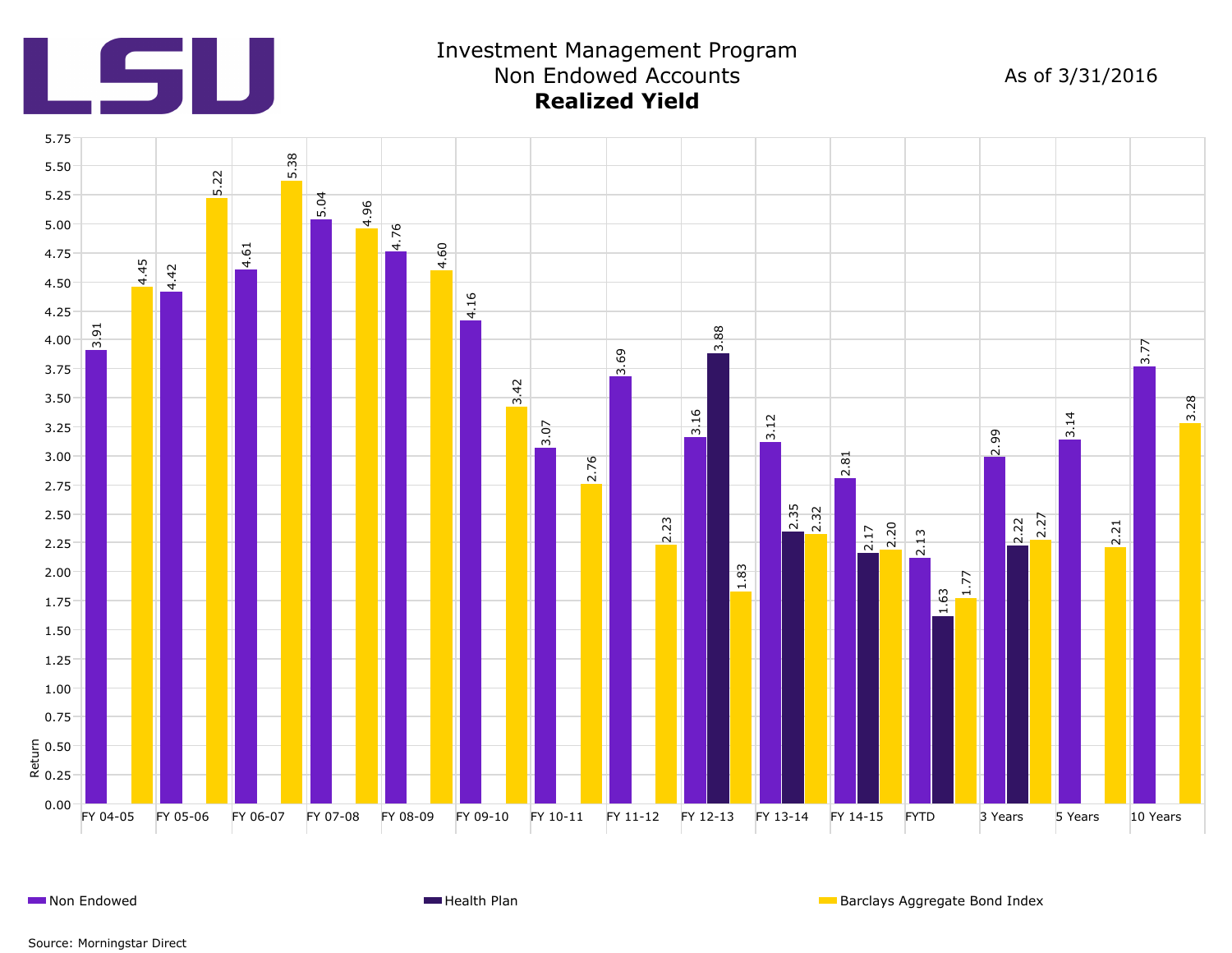LSU

# Investment Management Program
## Non Endowed Accounts
## **Realized Yield**

As of 3/31/2016

| Period | Non Endowed | Health Plan | Barclays Aggregate Bond Index |
|---|---|---|---|
| FY 04-05 | 3.91 | | 4.45 |
| FY 05-06 | 4.42 | | 5.22 |
| FY 06-07 | 4.61 | | 5.38 |
| FY 07-08 | 5.04 | | 4.96 |
| FY 08-09 | 4.76 | | 4.60 |
| FY 09-10 | 4.16 | | 3.42 |
| FY 10-11 | 3.07 | | 2.76 |
| FY 11-12 | 3.69 | | 2.23 |
| FY 12-13 | 3.16 | 3.88 | 1.83 |
| FY 13-14 | 3.12 | 2.35 | 2.32 |
| FY 14-15 | 2.81 | 2.17 | 2.20 |
| FYTD | 2.13 | 1.63 | 1.77 |
| 3 Years | 2.99 | 2.22 | 2.27 |
| 5 Years | 3.14 | | 2.21 |
| 10 Years | 3.77 | | 3.28 |

Source: Morningstar Direct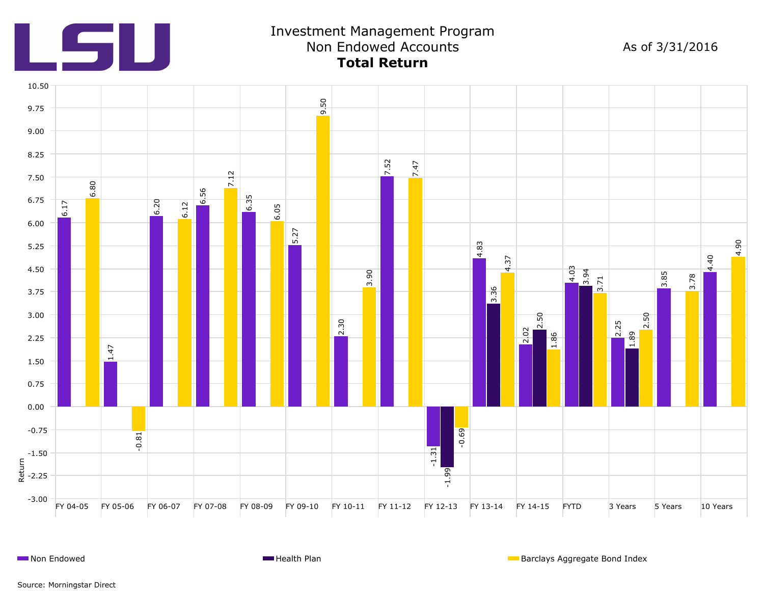# Investment Management Program

## Non Endowed Accounts

### Total Return

As of 3/31/2016

| Period | Non Endowed | Health Plan | Barclays Aggregate Bond Index |
|---|---|---|---|
| FY 04-05 | 6.17 | | 6.80 |
| FY 05-06 | 1.47 | | -0.81 |
| FY 06-07 | 6.20 | | 6.12 |
| FY 07-08 | 6.56 | | 7.12 |
| FY 08-09 | 6.35 | | 6.05 |
| FY 09-10 | 5.27 | | 9.50 |
| FY 10-11 | 2.30 | | 3.90 |
| FY 11-12 | 7.52 | | 7.47 |
| FY 12-13 | -1.31 | -1.99 | -0.69 |
| FY 13-14 | 4.83 | 3.36 | 4.37 |
| FY 14-15 | 2.02 | 2.50 | 1.86 |
| FYTD | 4.03 | 3.94 | 3.71 |
| 3 Years | 2.25 | 1.89 | 2.50 |
| 5 Years | 3.85 | | 3.78 |
| 10 Years | 4.40 | | 4.90 |

Source: Morningstar Direct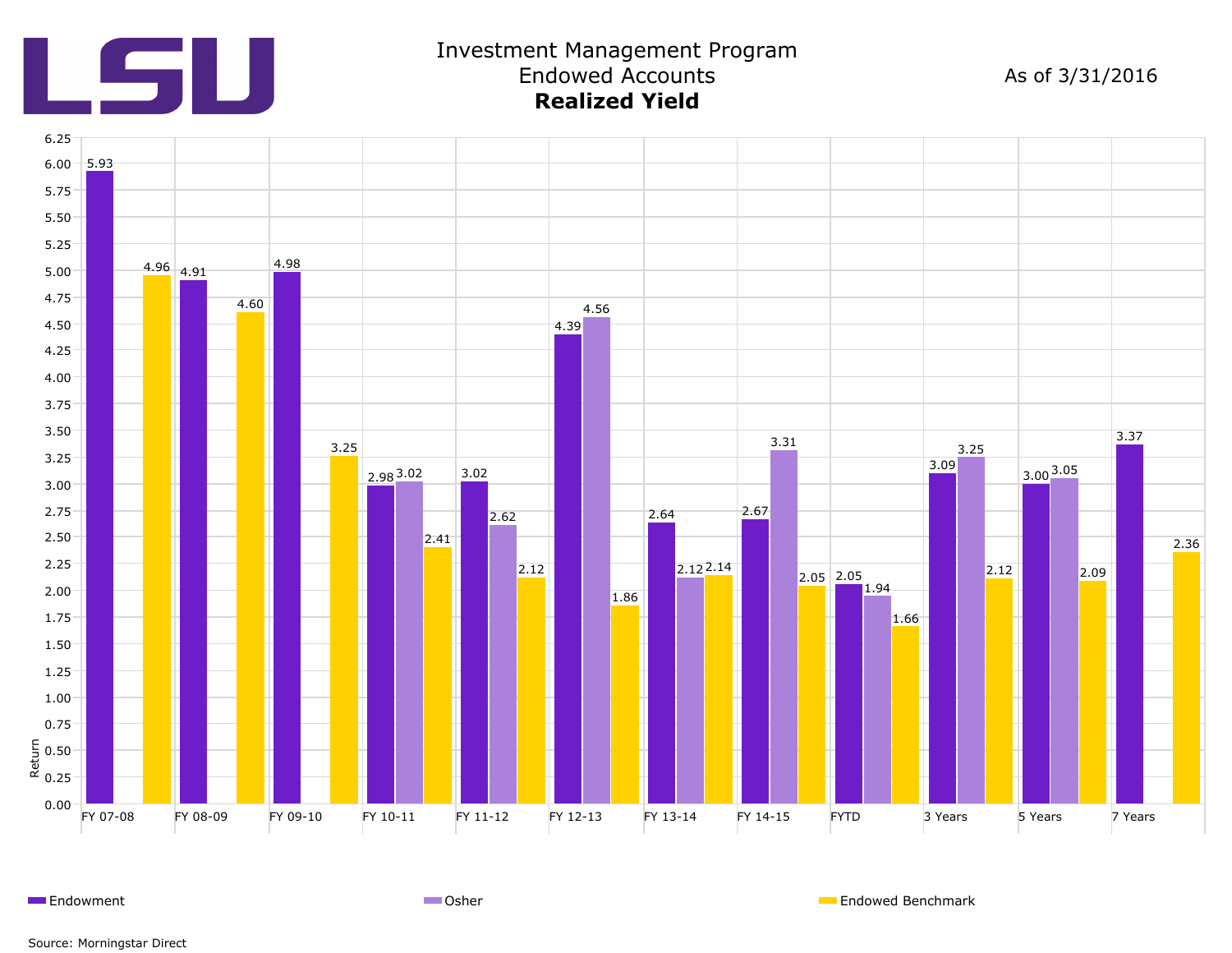LSU

# Investment Management Program
## Endowed Accounts
## **Realized Yield**

As of 3/31/2016

| Period | Endowment | Osher | Endowed Benchmark |
|---|---|---|---|
| FY 07-08 | 5.93 | | 4.96 |
| FY 08-09 | 4.91 | | 4.60 |
| FY 09-10 | 4.98 | | 3.25 |
| FY 10-11 | 2.98 | 3.02 | 2.41 |
| FY 11-12 | 3.02 | 2.62 | 2.12 |
| FY 12-13 | 4.39 | 4.56 | 1.86 |
| FY 13-14 | 2.64 | 2.12 | 2.14 |
| FY 14-15 | 2.67 | 3.31 | 2.05 |
| FYTD | 2.05 | 1.94 | 1.66 |
| 3 Years | 3.09 | 3.25 | 2.12 |
| 5 Years | 3.00 | 3.05 | 2.09 |
| 7 Years | 3.37 | | 2.36 |

Return

Source: Morningstar Direct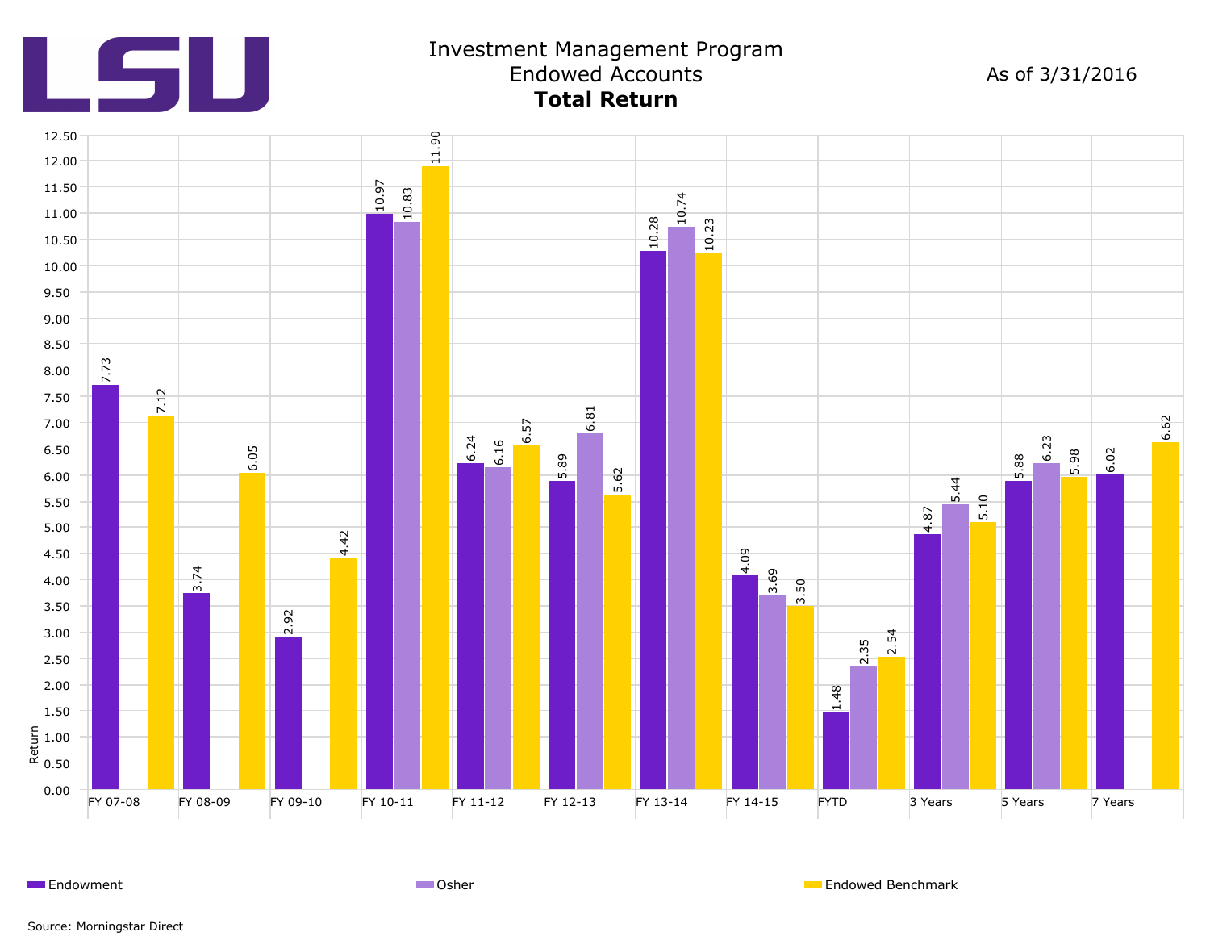LSU

# Investment Management Program
## Endowed Accounts
**Total Return**

As of 3/31/2016

Return

12.50
12.00
11.50
11.00
10.50
10.00
9.50
9.00
8.50
8.00
7.50
7.00
6.50
6.00
5.50
5.00
4.50
4.00
3.50
3.00
2.50
2.00
1.50
1.00
0.50
0.00

FY 07-08: 7.73, 7.12
FY 08-09: 3.74, 6.05
FY 09-10: 2.92, 4.42
FY 10-11: 10.97, 10.83, 11.90
FY 11-12: 6.24, 6.16, 6.57
FY 12-13: 5.89, 6.81, 5.62
FY 13-14: 10.28, 10.74, 10.23
FY 14-15: 4.09, 3.69, 3.50
FYTD: 1.48, 2.35, 2.54
3 Years: 4.87, 5.44, 5.10
5 Years: 5.88, 6.23, 5.98
7 Years: 6.02, 6.62

Endowment
Osher
Endowed Benchmark

Source: Morningstar Direct